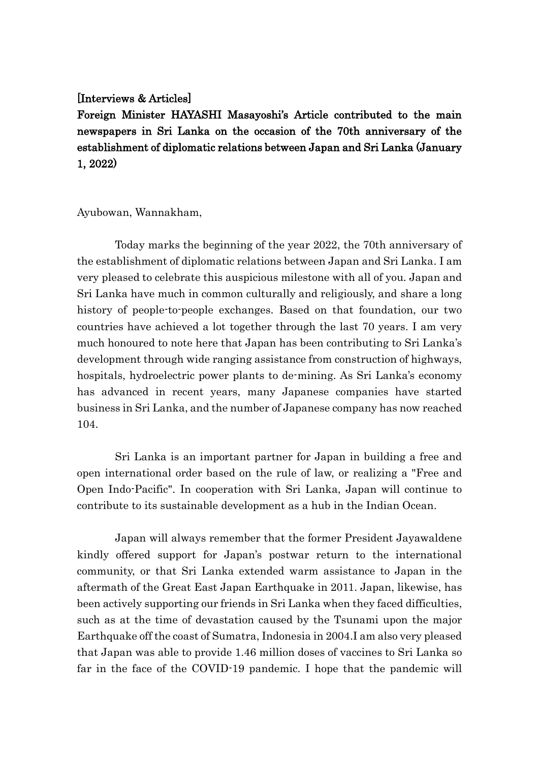[Interviews & Articles]

**Foreign Minister HAYASHI Masayoshi's Article contributed to the main newspapers in Sri Lanka on the occasion of the 70th anniversary of the establishment of diplomatic relations between Japan and Sri Lanka (January 1, 2022)**

Ayubowan, Wannakham,

Today marks the beginning of the year 2022, the 70th anniversary of the establishment of diplomatic relations between Japan and Sri Lanka. I am very pleased to celebrate this auspicious milestone with all of you. Japan and Sri Lanka have much in common culturally and religiously, and share a long history of people-to-people exchanges. Based on that foundation, our two countries have achieved a lot together through the last 70 years. I am very much honoured to note here that Japan has been contributing to Sri Lanka's development through wide ranging assistance from construction of highways, hospitals, hydroelectric power plants to de-mining. As Sri Lanka's economy has advanced in recent years, many Japanese companies have started business in Sri Lanka, and the number of Japanese company has now reached 104.

Sri Lanka is an important partner for Japan in building a free and open international order based on the rule of law, or realizing a "Free and Open Indo-Pacific". In cooperation with Sri Lanka, Japan will continue to contribute to its sustainable development as a hub in the Indian Ocean.

Japan will always remember that the former President Jayawaldene kindly offered support for Japan's postwar return to the international community, or that Sri Lanka extended warm assistance to Japan in the aftermath of the Great East Japan Earthquake in 2011. Japan, likewise, has been actively supporting our friends in Sri Lanka when they faced difficulties, such as at the time of devastation caused by the Tsunami upon the major Earthquake off the coast of Sumatra, Indonesia in 2004.I am also very pleased that Japan was able to provide 1.46 million doses of vaccines to Sri Lanka so far in the face of the COVID-19 pandemic. I hope that the pandemic will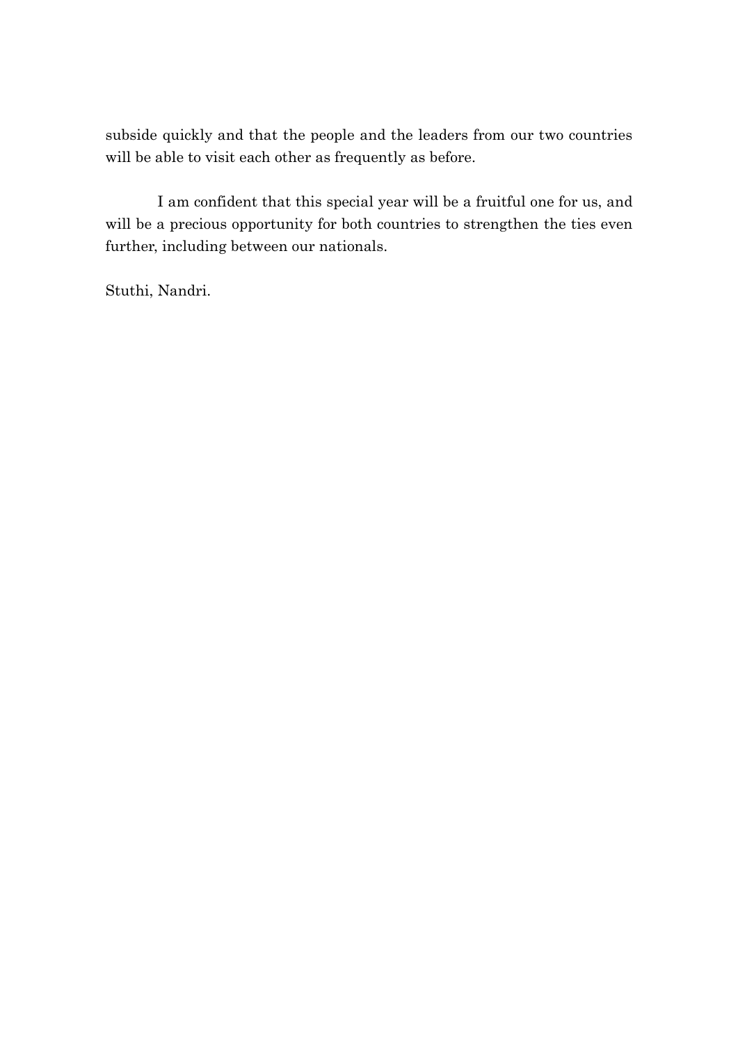subside quickly and that the people and the leaders from our two countries will be able to visit each other as frequently as before.

I am confident that this special year will be a fruitful one for us, and will be a precious opportunity for both countries to strengthen the ties even further, including between our nationals.

Stuthi, Nandri.